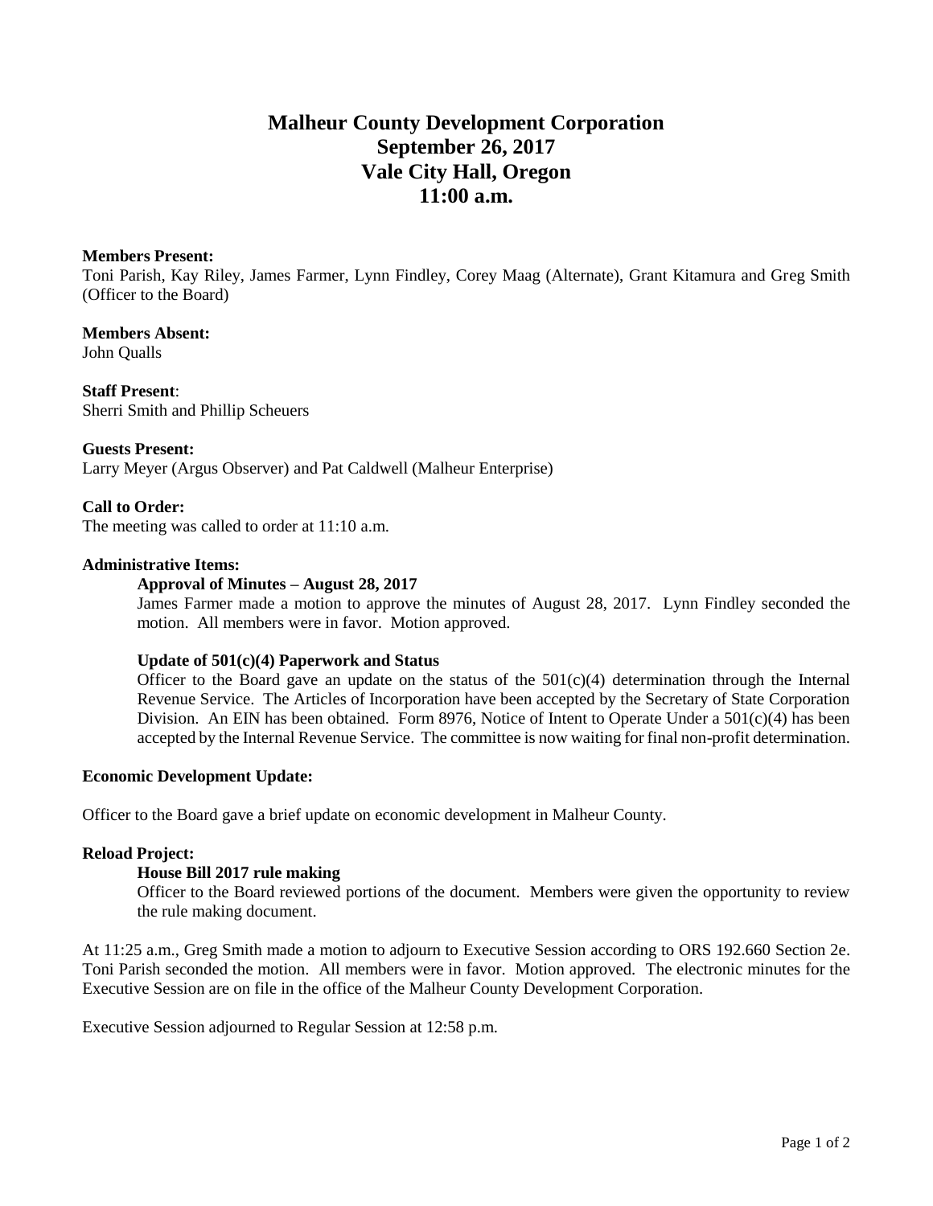# Malheur County Development Corporation
## September 26, 2017
## Vale City Hall, Oregon
## 11:00 a.m.

**Members Present:**
Toni Parish, Kay Riley, James Farmer, Lynn Findley, Corey Maag (Alternate), Grant Kitamura and Greg Smith (Officer to the Board)

**Members Absent:**
John Qualls

**Staff Present**:
Sherri Smith and Phillip Scheuers

**Guests Present:**
Larry Meyer (Argus Observer) and Pat Caldwell (Malheur Enterprise)

**Call to Order:**
The meeting was called to order at 11:10 a.m.

**Administrative Items:**

**Approval of Minutes – August 28, 2017**
James Farmer made a motion to approve the minutes of August 28, 2017. Lynn Findley seconded the motion. All members were in favor. Motion approved.

**Update of 501(c)(4) Paperwork and Status**
Officer to the Board gave an update on the status of the 501(c)(4) determination through the Internal Revenue Service. The Articles of Incorporation have been accepted by the Secretary of State Corporation Division. An EIN has been obtained. Form 8976, Notice of Intent to Operate Under a 501(c)(4) has been accepted by the Internal Revenue Service. The committee is now waiting for final non-profit determination.

**Economic Development Update:**

Officer to the Board gave a brief update on economic development in Malheur County.

**Reload Project:**

**House Bill 2017 rule making**
Officer to the Board reviewed portions of the document. Members were given the opportunity to review the rule making document.

At 11:25 a.m., Greg Smith made a motion to adjourn to Executive Session according to ORS 192.660 Section 2e. Toni Parish seconded the motion. All members were in favor. Motion approved. The electronic minutes for the Executive Session are on file in the office of the Malheur County Development Corporation.

Executive Session adjourned to Regular Session at 12:58 p.m.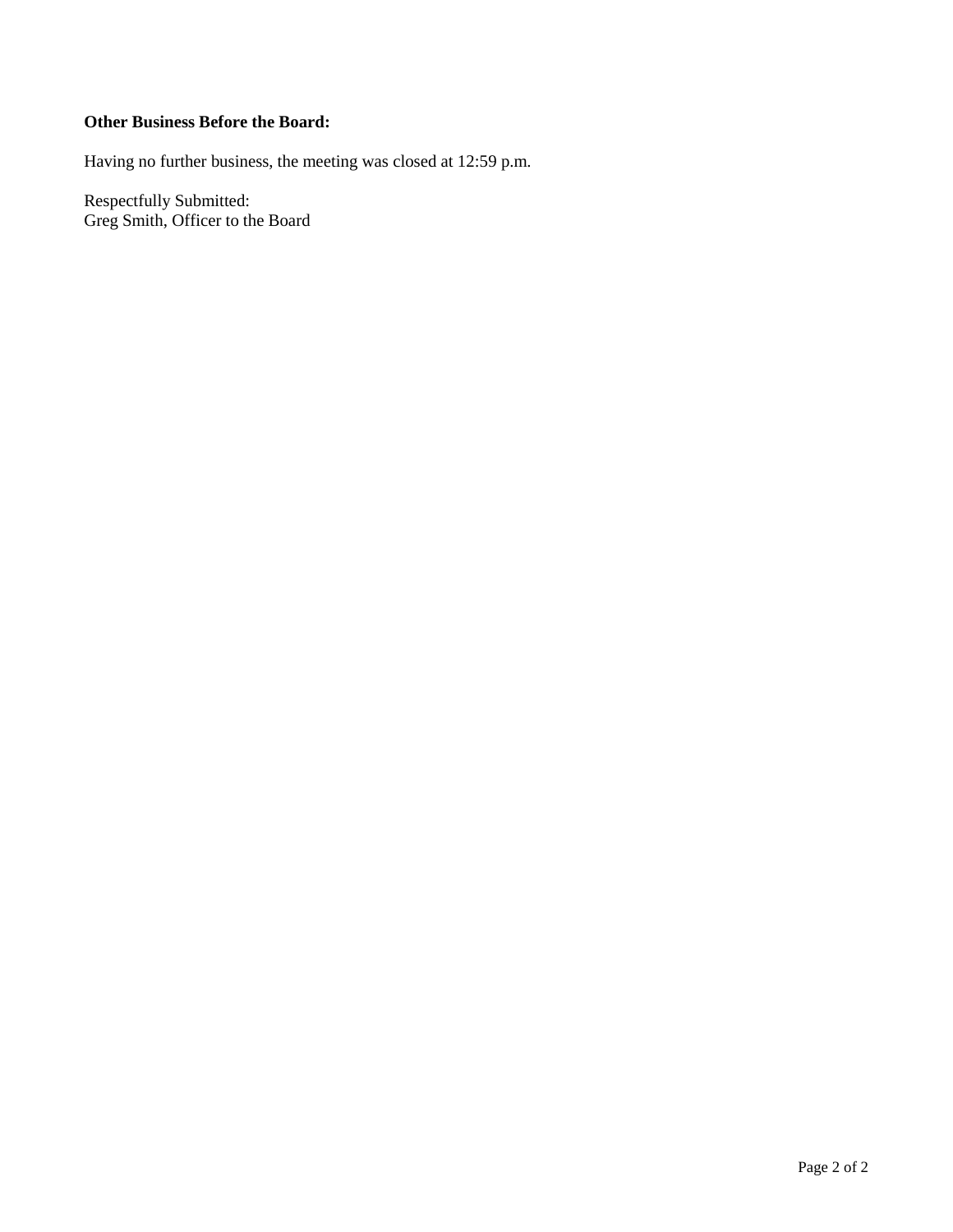**Other Business Before the Board:**

Having no further business, the meeting was closed at 12:59 p.m.

Respectfully Submitted:
Greg Smith, Officer to the Board